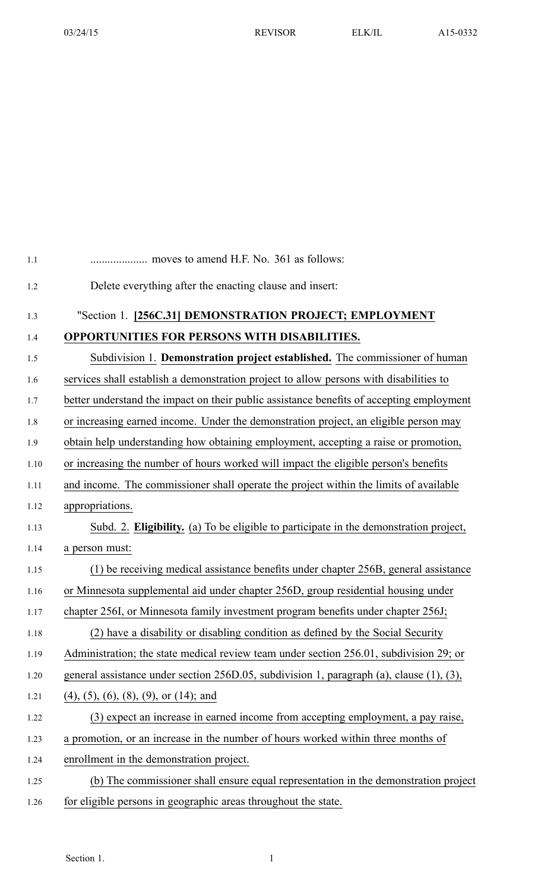.................... moves to amend H.F. No. 361 as follows:

Delete everything after the enacting clause and insert:

"Section 1. **[256C.31] DEMONSTRATION PROJECT; EMPLOYMENT OPPORTUNITIES FOR PERSONS WITH DISABILITIES.**

Subdivision 1. **Demonstration project established.** The commissioner of human services shall establish a demonstration project to allow persons with disabilities to better understand the impact on their public assistance benefits of accepting employment or increasing earned income. Under the demonstration project, an eligible person may obtain help understanding how obtaining employment, accepting a raise or promotion, or increasing the number of hours worked will impact the eligible person's benefits and income. The commissioner shall operate the project within the limits of available appropriations.

Subd. 2. **Eligibility.** (a) To be eligible to participate in the demonstration project, a person must:

(1) be receiving medical assistance benefits under chapter 256B, general assistance or Minnesota supplemental aid under chapter 256D, group residential housing under chapter 256I, or Minnesota family investment program benefits under chapter 256J;

(2) have a disability or disabling condition as defined by the Social Security Administration; the state medical review team under section 256.01, subdivision 29; or general assistance under section 256D.05, subdivision 1, paragraph (a), clause (1), (3), (4), (5), (6), (8), (9), or (14); and

(3) expect an increase in earned income from accepting employment, a pay raise, a promotion, or an increase in the number of hours worked within three months of enrollment in the demonstration project.

(b) The commissioner shall ensure equal representation in the demonstration project for eligible persons in geographic areas throughout the state.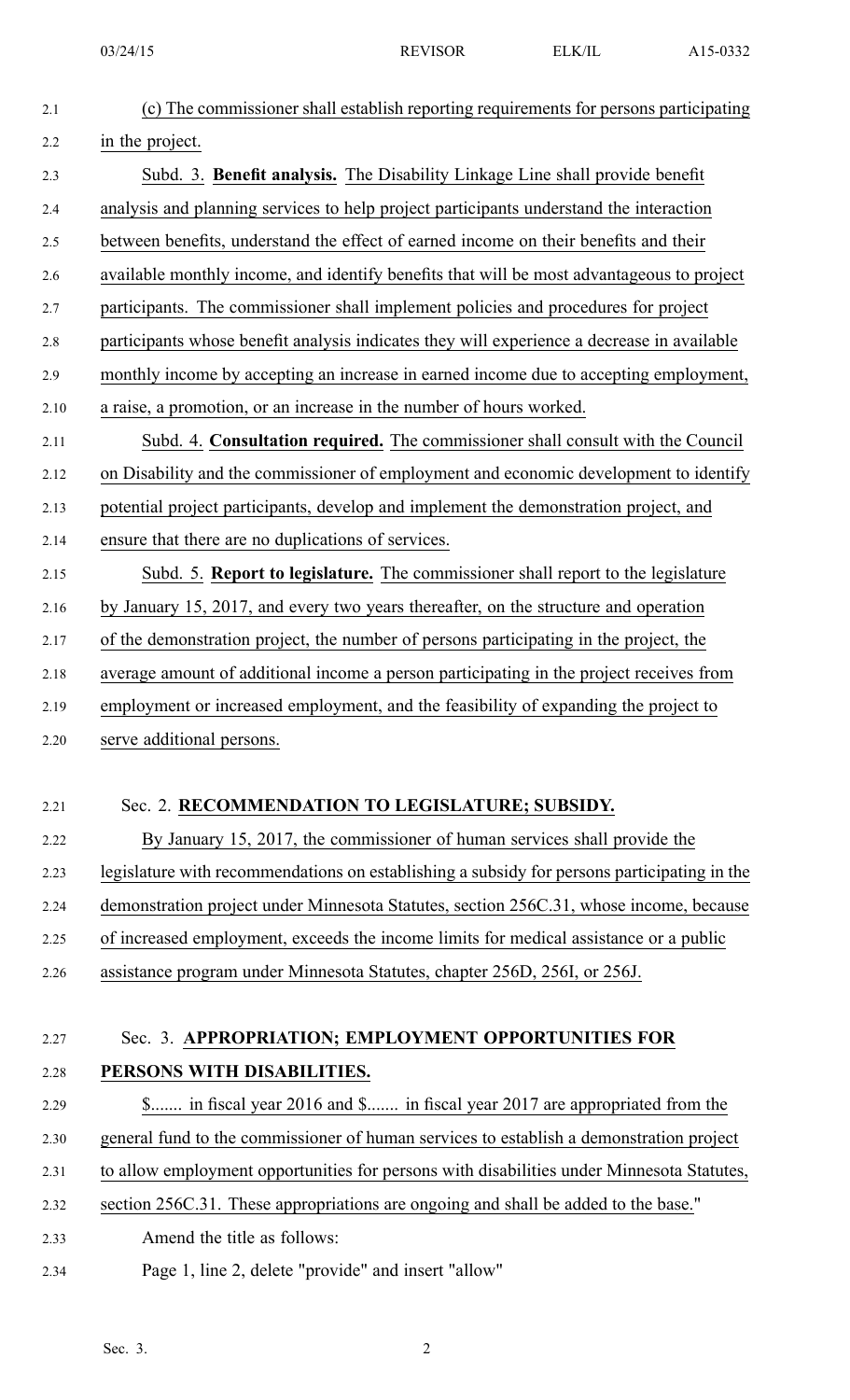(c) The commissioner shall establish reporting requirements for persons participating in the project.

Subd. 3. **Benefit analysis.** The Disability Linkage Line shall provide benefit analysis and planning services to help project participants understand the interaction between benefits, understand the effect of earned income on their benefits and their available monthly income, and identify benefits that will be most advantageous to project participants. The commissioner shall implement policies and procedures for project participants whose benefit analysis indicates they will experience a decrease in available monthly income by accepting an increase in earned income due to accepting employment, a raise, a promotion, or an increase in the number of hours worked.

Subd. 4. **Consultation required.** The commissioner shall consult with the Council on Disability and the commissioner of employment and economic development to identify potential project participants, develop and implement the demonstration project, and ensure that there are no duplications of services.

Subd. 5. **Report to legislature.** The commissioner shall report to the legislature by January 15, 2017, and every two years thereafter, on the structure and operation of the demonstration project, the number of persons participating in the project, the average amount of additional income a person participating in the project receives from employment or increased employment, and the feasibility of expanding the project to serve additional persons.

Sec. 2. **RECOMMENDATION TO LEGISLATURE; SUBSIDY.**

By January 15, 2017, the commissioner of human services shall provide the legislature with recommendations on establishing a subsidy for persons participating in the demonstration project under Minnesota Statutes, section 256C.31, whose income, because of increased employment, exceeds the income limits for medical assistance or a public assistance program under Minnesota Statutes, chapter 256D, 256I, or 256J.

Sec. 3. **APPROPRIATION; EMPLOYMENT OPPORTUNITIES FOR PERSONS WITH DISABILITIES.**

$....... in fiscal year 2016 and $....... in fiscal year 2017 are appropriated from the general fund to the commissioner of human services to establish a demonstration project to allow employment opportunities for persons with disabilities under Minnesota Statutes, section 256C.31. These appropriations are ongoing and shall be added to the base."

Amend the title as follows:

Page 1, line 2, delete "provide" and insert "allow"